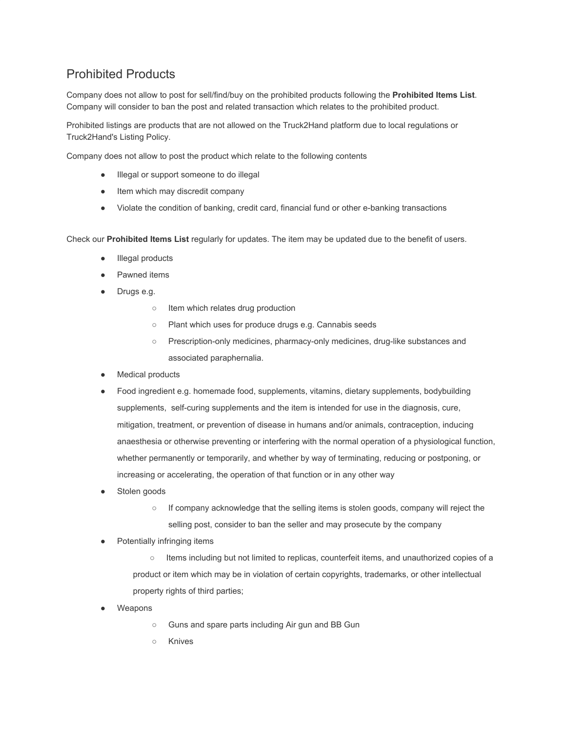# Prohibited Products

Company does not allow to post for sell/find/buy on the prohibited products following the **Prohibited Items List**. Company will consider to ban the post and related transaction which relates to the prohibited product.

Prohibited listings are products that are not allowed on the Truck2Hand platform due to local regulations or Truck2Hand's Listing Policy.

Company does not allow to post the product which relate to the following contents

- Illegal or support someone to do illegal
- Item which may discredit company
- Violate the condition of banking, credit card, financial fund or other e-banking transactions

Check our **Prohibited Items List** regularly for updates. The item may be updated due to the benefit of users.

- Illegal products
- Pawned items
- Drugs e.g.
    - Item which relates drug production
    - Plant which uses for produce drugs e.g. Cannabis seeds
    - Prescription-only medicines, pharmacy-only medicines, drug-like substances and associated paraphernalia.
- Medical products
- Food ingredient e.g. homemade food, supplements, vitamins, dietary supplements, bodybuilding supplements, self-curing supplements and the item is intended for use in the diagnosis, cure, mitigation, treatment, or prevention of disease in humans and/or animals, contraception, inducing anaesthesia or otherwise preventing or interfering with the normal operation of a physiological function, whether permanently or temporarily, and whether by way of terminating, reducing or postponing, or increasing or accelerating, the operation of that function or in any other way
- Stolen goods
    - If company acknowledge that the selling items is stolen goods, company will reject the selling post, consider to ban the seller and may prosecute by the company
- Potentially infringing items
    - Items including but not limited to replicas, counterfeit items, and unauthorized copies of a product or item which may be in violation of certain copyrights, trademarks, or other intellectual property rights of third parties;
- Weapons
    - Guns and spare parts including Air gun and BB Gun
    - Knives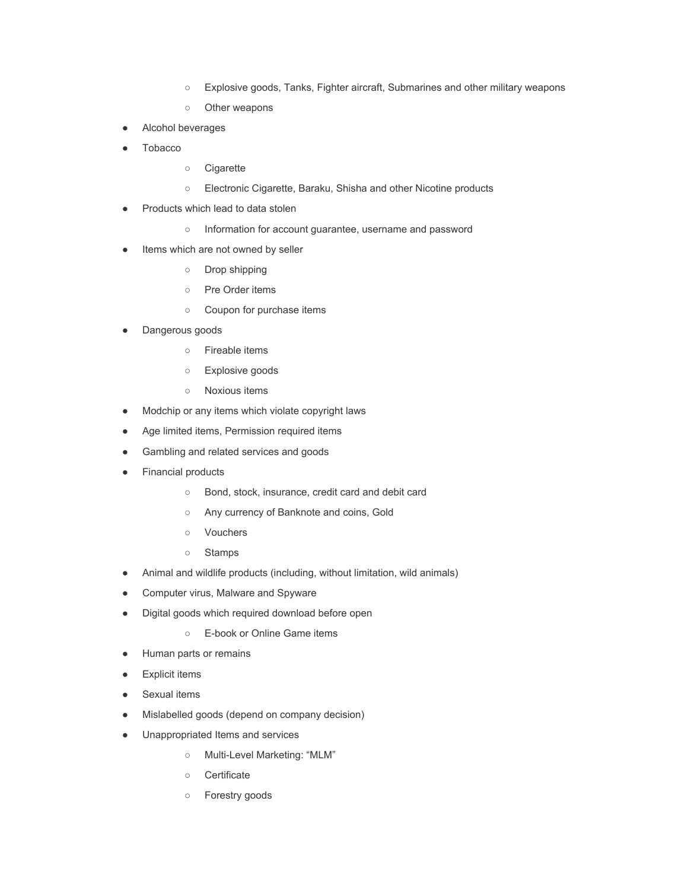- Explosive goods, Tanks, Fighter aircraft, Submarines and other military weapons
  - Other weapons
- Alcohol beverages
- Tobacco
  - Cigarette
  - Electronic Cigarette, Baraku, Shisha and other Nicotine products
- Products which lead to data stolen
  - Information for account guarantee, username and password
- Items which are not owned by seller
  - Drop shipping
  - Pre Order items
  - Coupon for purchase items
- Dangerous goods
  - Fireable items
  - Explosive goods
  - Noxious items
- Modchip or any items which violate copyright laws
- Age limited items, Permission required items
- Gambling and related services and goods
- Financial products
  - Bond, stock, insurance, credit card and debit card
  - Any currency of Banknote and coins, Gold
  - Vouchers
  - Stamps
- Animal and wildlife products (including, without limitation, wild animals)
- Computer virus, Malware and Spyware
- Digital goods which required download before open
  - E-book or Online Game items
- Human parts or remains
- Explicit items
- Sexual items
- Mislabelled goods (depend on company decision)
- Unappropriated Items and services
  - Multi-Level Marketing: "MLM"
  - Certificate
  - Forestry goods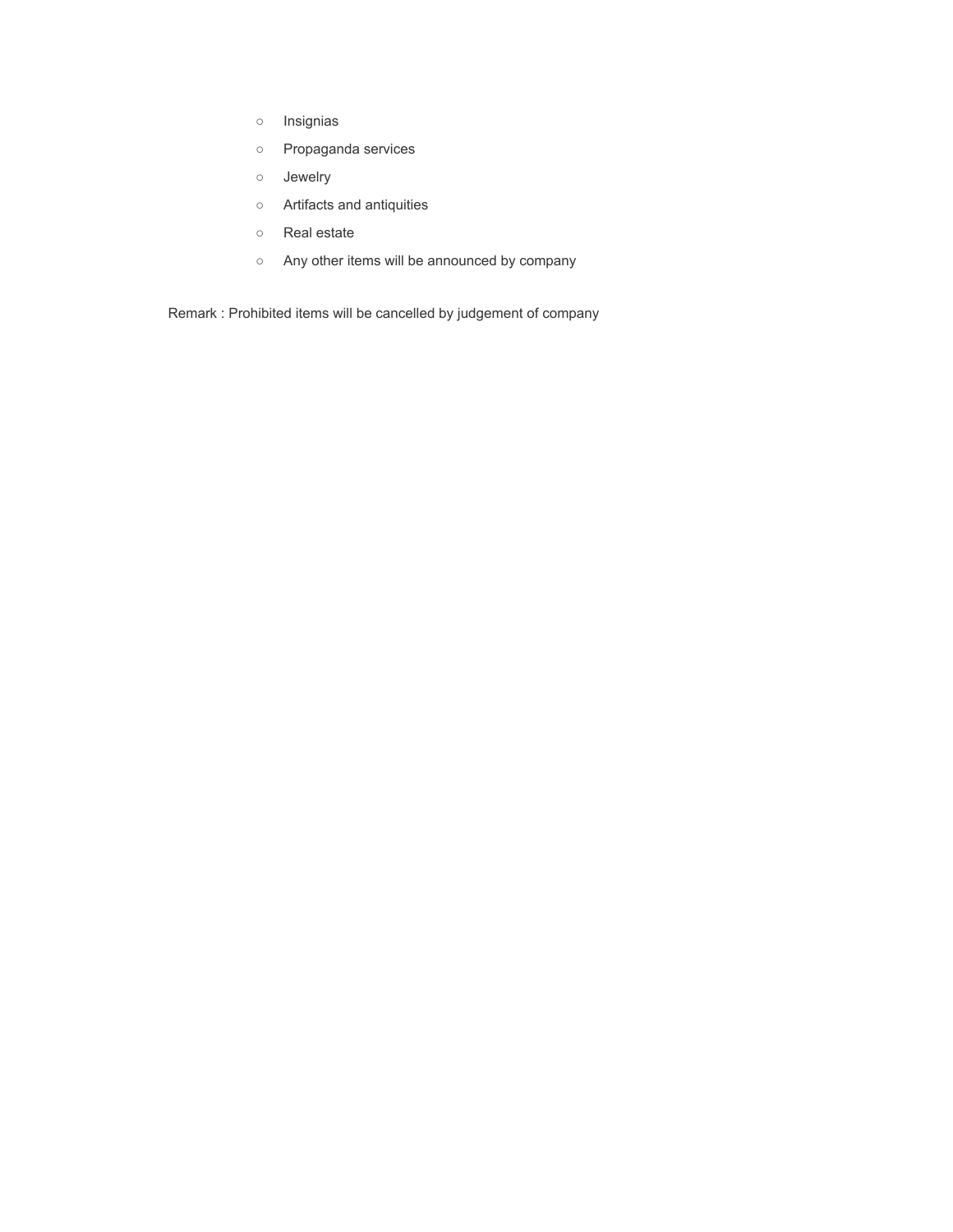- Insignias
    - Propaganda services
    - Jewelry
    - Artifacts and antiquities
    - Real estate
    - Any other items will be announced by company

Remark : Prohibited items will be cancelled by judgement of company